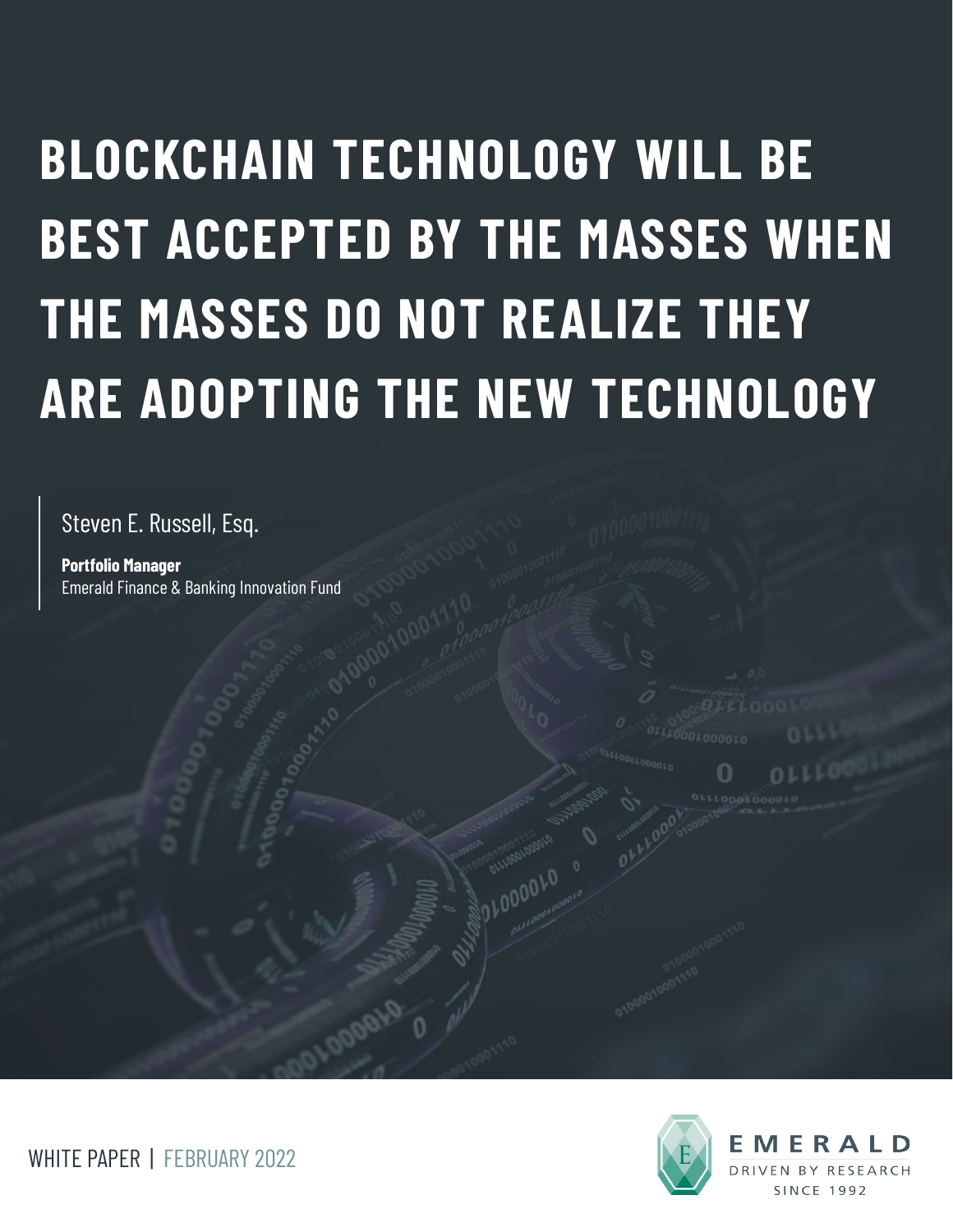# BLOCKCHAIN TECHNOLOGY WILL BE BEST ACCEPTED BY THE MASSES WHEN THE MASSES DO NOT REALIZE THEY ARE ADOPTING THE NEW TECHNOLOGY

Steven E. Russell, Esq.

**Portfolio Manager**
Emerald Finance & Banking Innovation Fund

WHITE PAPER | FEBRUARY 2022

EMERALD
DRIVEN BY RESEARCH
SINCE 1992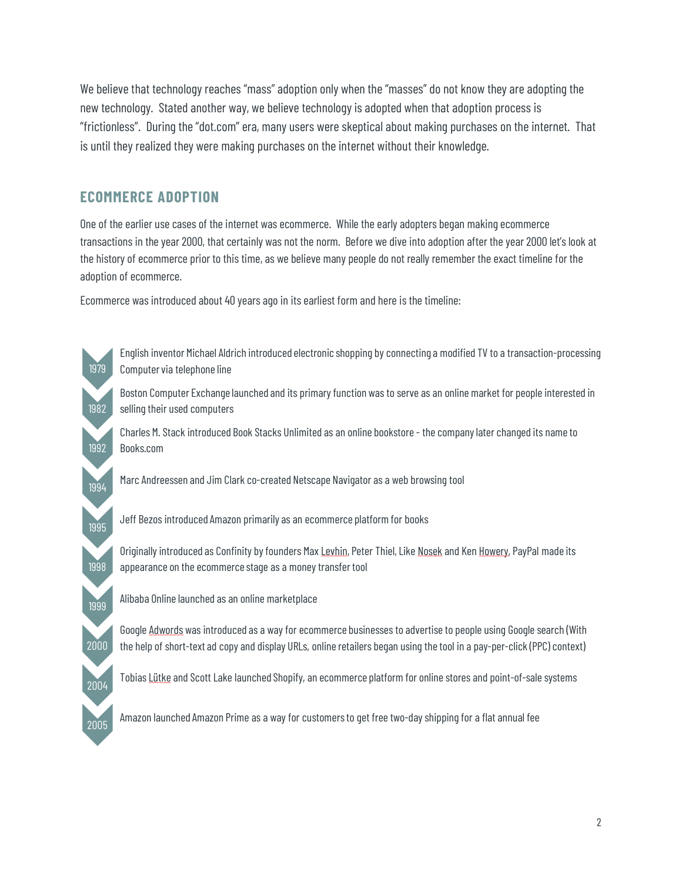We believe that technology reaches "mass" adoption only when the "masses" do not know they are adopting the new technology. Stated another way, we believe technology is adopted when that adoption process is "frictionless". During the "dot.com" era, many users were skeptical about making purchases on the internet. That is until they realized they were making purchases on the internet without their knowledge.

## ECOMMERCE ADOPTION

One of the earlier use cases of the internet was ecommerce. While the early adopters began making ecommerce transactions in the year 2000, that certainly was not the norm. Before we dive into adoption after the year 2000 let's look at the history of ecommerce prior to this time, as we believe many people do not really remember the exact timeline for the adoption of ecommerce.

Ecommerce was introduced about 40 years ago in its earliest form and here is the timeline:

- **1979** – English inventor Michael Aldrich introduced electronic shopping by connecting a modified TV to a transaction-processing Computer via telephone line
- **1982** – Boston Computer Exchange launched and its primary function was to serve as an online market for people interested in selling their used computers
- **1992** – Charles M. Stack introduced Book Stacks Unlimited as an online bookstore - the company later changed its name to Books.com
- **1994** – Marc Andreessen and Jim Clark co-created Netscape Navigator as a web browsing tool
- **1995** – Jeff Bezos introduced Amazon primarily as an ecommerce platform for books
- **1998** – Originally introduced as Confinity by founders Max Levhin, Peter Thiel, Like Nosek and Ken Howery, PayPal made its appearance on the ecommerce stage as a money transfer tool
- **1999** – Alibaba Online launched as an online marketplace
- **2000** – Google Adwords was introduced as a way for ecommerce businesses to advertise to people using Google search (With the help of short-text ad copy and display URLs, online retailers began using the tool in a pay-per-click (PPC) context)
- **2004** – Tobias Lütke and Scott Lake launched Shopify, an ecommerce platform for online stores and point-of-sale systems
- **2005** – Amazon launched Amazon Prime as a way for customers to get free two-day shipping for a flat annual fee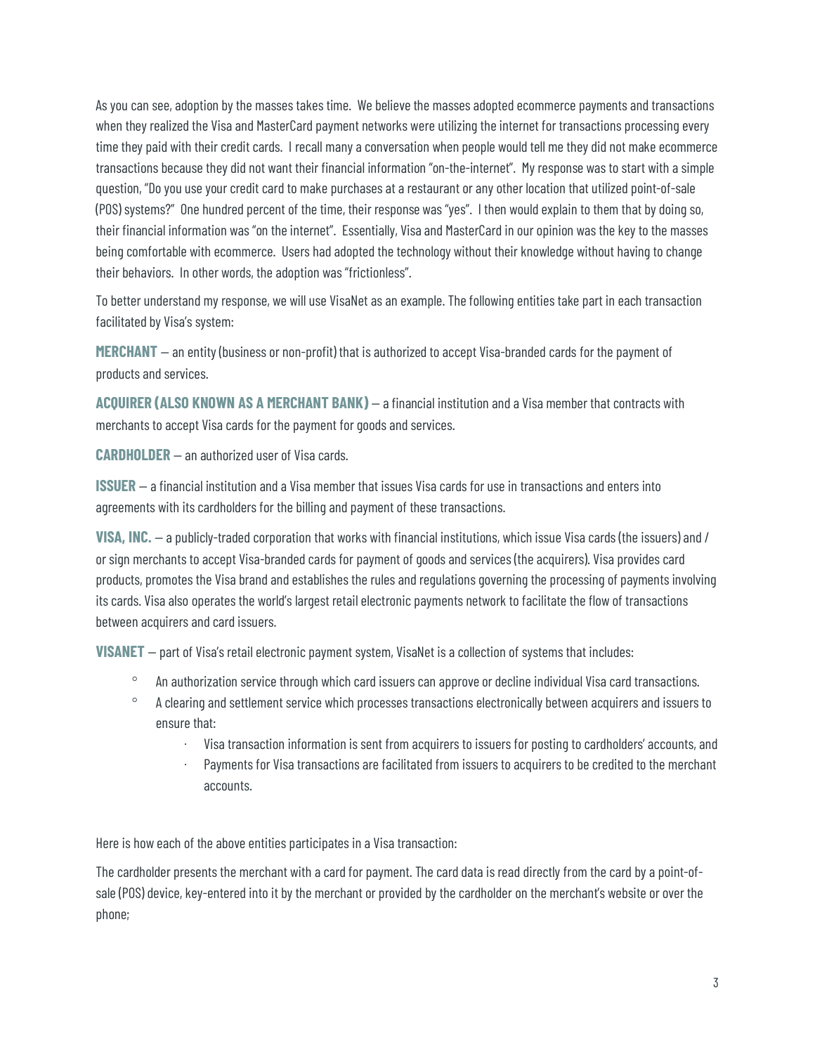As you can see, adoption by the masses takes time. We believe the masses adopted ecommerce payments and transactions when they realized the Visa and MasterCard payment networks were utilizing the internet for transactions processing every time they paid with their credit cards. I recall many a conversation when people would tell me they did not make ecommerce transactions because they did not want their financial information "on-the-internet". My response was to start with a simple question, "Do you use your credit card to make purchases at a restaurant or any other location that utilized point-of-sale (POS) systems?" One hundred percent of the time, their response was "yes". I then would explain to them that by doing so, their financial information was "on the internet". Essentially, Visa and MasterCard in our opinion was the key to the masses being comfortable with ecommerce. Users had adopted the technology without their knowledge without having to change their behaviors. In other words, the adoption was "frictionless".

To better understand my response, we will use VisaNet as an example. The following entities take part in each transaction facilitated by Visa's system:

**MERCHANT** – an entity (business or non-profit) that is authorized to accept Visa-branded cards for the payment of products and services.

**ACQUIRER (ALSO KNOWN AS A MERCHANT BANK)** – a financial institution and a Visa member that contracts with merchants to accept Visa cards for the payment for goods and services.

**CARDHOLDER** – an authorized user of Visa cards.

**ISSUER** – a financial institution and a Visa member that issues Visa cards for use in transactions and enters into agreements with its cardholders for the billing and payment of these transactions.

**VISA, INC.** – a publicly-traded corporation that works with financial institutions, which issue Visa cards (the issuers) and / or sign merchants to accept Visa-branded cards for payment of goods and services (the acquirers). Visa provides card products, promotes the Visa brand and establishes the rules and regulations governing the processing of payments involving its cards. Visa also operates the world's largest retail electronic payments network to facilitate the flow of transactions between acquirers and card issuers.

**VISANET** – part of Visa's retail electronic payment system, VisaNet is a collection of systems that includes:

- An authorization service through which card issuers can approve or decline individual Visa card transactions.
- A clearing and settlement service which processes transactions electronically between acquirers and issuers to ensure that:
  - Visa transaction information is sent from acquirers to issuers for posting to cardholders' accounts, and
  - Payments for Visa transactions are facilitated from issuers to acquirers to be credited to the merchant accounts.

Here is how each of the above entities participates in a Visa transaction:

The cardholder presents the merchant with a card for payment. The card data is read directly from the card by a point-of-sale (POS) device, key-entered into it by the merchant or provided by the cardholder on the merchant's website or over the phone;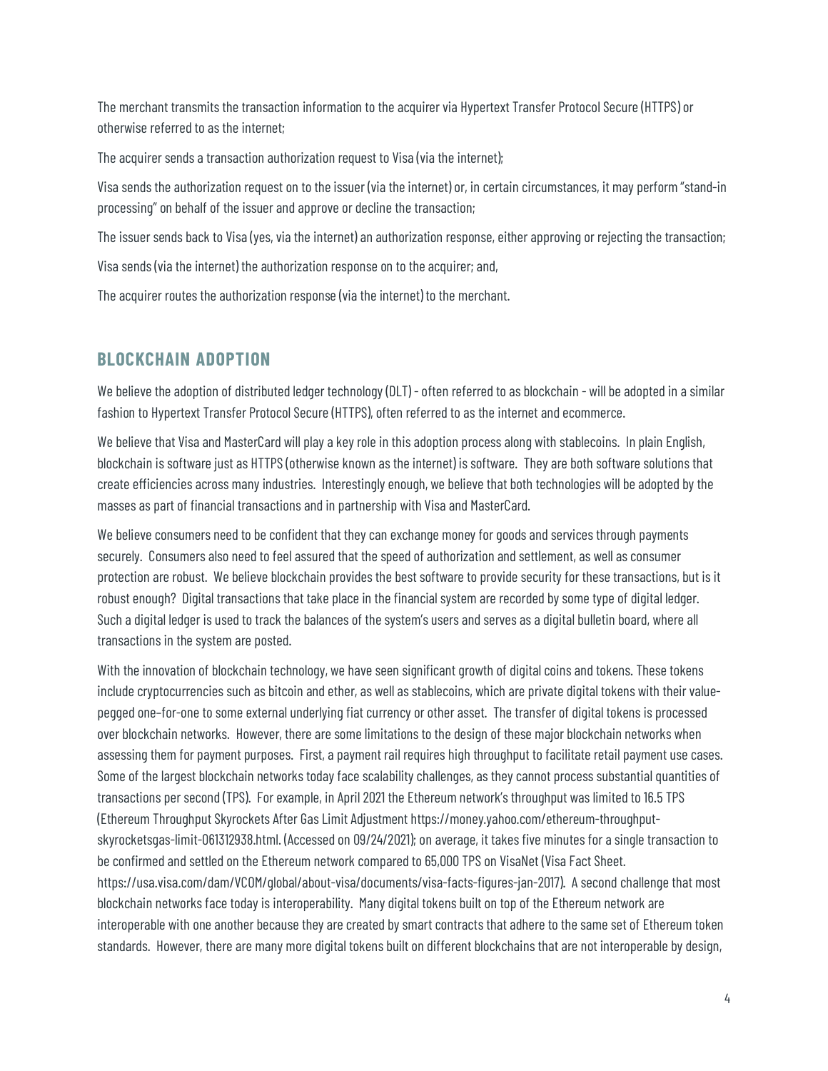The merchant transmits the transaction information to the acquirer via Hypertext Transfer Protocol Secure (HTTPS) or otherwise referred to as the internet;

The acquirer sends a transaction authorization request to Visa (via the internet);

Visa sends the authorization request on to the issuer (via the internet) or, in certain circumstances, it may perform "stand-in processing" on behalf of the issuer and approve or decline the transaction;

The issuer sends back to Visa (yes, via the internet) an authorization response, either approving or rejecting the transaction;

Visa sends (via the internet) the authorization response on to the acquirer; and,

The acquirer routes the authorization response (via the internet) to the merchant.

## BLOCKCHAIN ADOPTION

We believe the adoption of distributed ledger technology (DLT) - often referred to as blockchain - will be adopted in a similar fashion to Hypertext Transfer Protocol Secure (HTTPS), often referred to as the internet and ecommerce.

We believe that Visa and MasterCard will play a key role in this adoption process along with stablecoins. In plain English, blockchain is software just as HTTPS (otherwise known as the internet) is software. They are both software solutions that create efficiencies across many industries. Interestingly enough, we believe that both technologies will be adopted by the masses as part of financial transactions and in partnership with Visa and MasterCard.

We believe consumers need to be confident that they can exchange money for goods and services through payments securely. Consumers also need to feel assured that the speed of authorization and settlement, as well as consumer protection are robust. We believe blockchain provides the best software to provide security for these transactions, but is it robust enough? Digital transactions that take place in the financial system are recorded by some type of digital ledger. Such a digital ledger is used to track the balances of the system's users and serves as a digital bulletin board, where all transactions in the system are posted.

With the innovation of blockchain technology, we have seen significant growth of digital coins and tokens. These tokens include cryptocurrencies such as bitcoin and ether, as well as stablecoins, which are private digital tokens with their value-pegged one-for-one to some external underlying fiat currency or other asset. The transfer of digital tokens is processed over blockchain networks. However, there are some limitations to the design of these major blockchain networks when assessing them for payment purposes. First, a payment rail requires high throughput to facilitate retail payment use cases. Some of the largest blockchain networks today face scalability challenges, as they cannot process substantial quantities of transactions per second (TPS). For example, in April 2021 the Ethereum network's throughput was limited to 16.5 TPS (Ethereum Throughput Skyrockets After Gas Limit Adjustment https://money.yahoo.com/ethereum-throughput-skyrocketsgas-limit-061312938.html. (Accessed on 09/24/2021); on average, it takes five minutes for a single transaction to be confirmed and settled on the Ethereum network compared to 65,000 TPS on VisaNet (Visa Fact Sheet. https://usa.visa.com/dam/VCOM/global/about-visa/documents/visa-facts-figures-jan-2017). A second challenge that most blockchain networks face today is interoperability. Many digital tokens built on top of the Ethereum network are interoperable with one another because they are created by smart contracts that adhere to the same set of Ethereum token standards. However, there are many more digital tokens built on different blockchains that are not interoperable by design,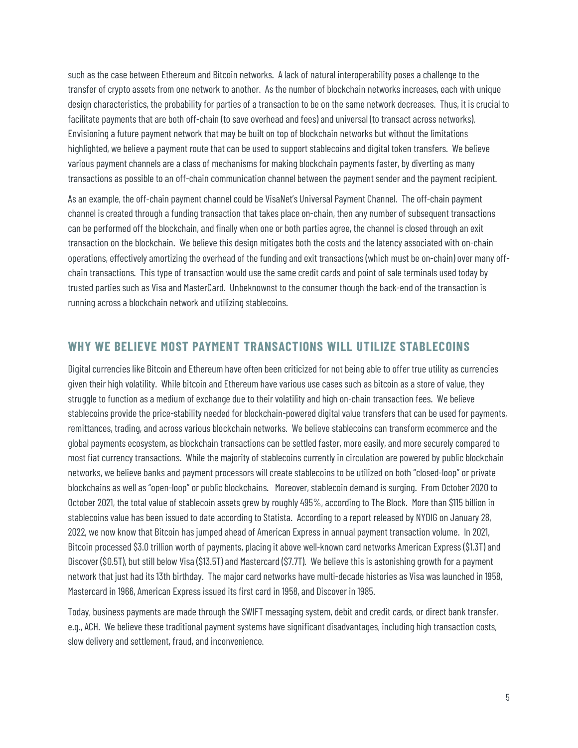such as the case between Ethereum and Bitcoin networks. A lack of natural interoperability poses a challenge to the transfer of crypto assets from one network to another. As the number of blockchain networks increases, each with unique design characteristics, the probability for parties of a transaction to be on the same network decreases. Thus, it is crucial to facilitate payments that are both off-chain (to save overhead and fees) and universal (to transact across networks). Envisioning a future payment network that may be built on top of blockchain networks but without the limitations highlighted, we believe a payment route that can be used to support stablecoins and digital token transfers. We believe various payment channels are a class of mechanisms for making blockchain payments faster, by diverting as many transactions as possible to an off-chain communication channel between the payment sender and the payment recipient.

As an example, the off-chain payment channel could be VisaNet's Universal Payment Channel. The off-chain payment channel is created through a funding transaction that takes place on-chain, then any number of subsequent transactions can be performed off the blockchain, and finally when one or both parties agree, the channel is closed through an exit transaction on the blockchain. We believe this design mitigates both the costs and the latency associated with on-chain operations, effectively amortizing the overhead of the funding and exit transactions (which must be on-chain) over many off-chain transactions. This type of transaction would use the same credit cards and point of sale terminals used today by trusted parties such as Visa and MasterCard. Unbeknownst to the consumer though the back-end of the transaction is running across a blockchain network and utilizing stablecoins.

## WHY WE BELIEVE MOST PAYMENT TRANSACTIONS WILL UTILIZE STABLECOINS

Digital currencies like Bitcoin and Ethereum have often been criticized for not being able to offer true utility as currencies given their high volatility. While bitcoin and Ethereum have various use cases such as bitcoin as a store of value, they struggle to function as a medium of exchange due to their volatility and high on-chain transaction fees. We believe stablecoins provide the price-stability needed for blockchain-powered digital value transfers that can be used for payments, remittances, trading, and across various blockchain networks. We believe stablecoins can transform ecommerce and the global payments ecosystem, as blockchain transactions can be settled faster, more easily, and more securely compared to most fiat currency transactions. While the majority of stablecoins currently in circulation are powered by public blockchain networks, we believe banks and payment processors will create stablecoins to be utilized on both "closed-loop" or private blockchains as well as "open-loop" or public blockchains. Moreover, stablecoin demand is surging. From October 2020 to October 2021, the total value of stablecoin assets grew by roughly 495%, according to The Block. More than $115 billion in stablecoins value has been issued to date according to Statista. According to a report released by NYDIG on January 28, 2022, we now know that Bitcoin has jumped ahead of American Express in annual payment transaction volume. In 2021, Bitcoin processed $3.0 trillion worth of payments, placing it above well-known card networks American Express ($1.3T) and Discover ($0.5T), but still below Visa ($13.5T) and Mastercard ($7.7T). We believe this is astonishing growth for a payment network that just had its 13th birthday. The major card networks have multi-decade histories as Visa was launched in 1958, Mastercard in 1966, American Express issued its first card in 1958, and Discover in 1985.

Today, business payments are made through the SWIFT messaging system, debit and credit cards, or direct bank transfer, e.g., ACH. We believe these traditional payment systems have significant disadvantages, including high transaction costs, slow delivery and settlement, fraud, and inconvenience.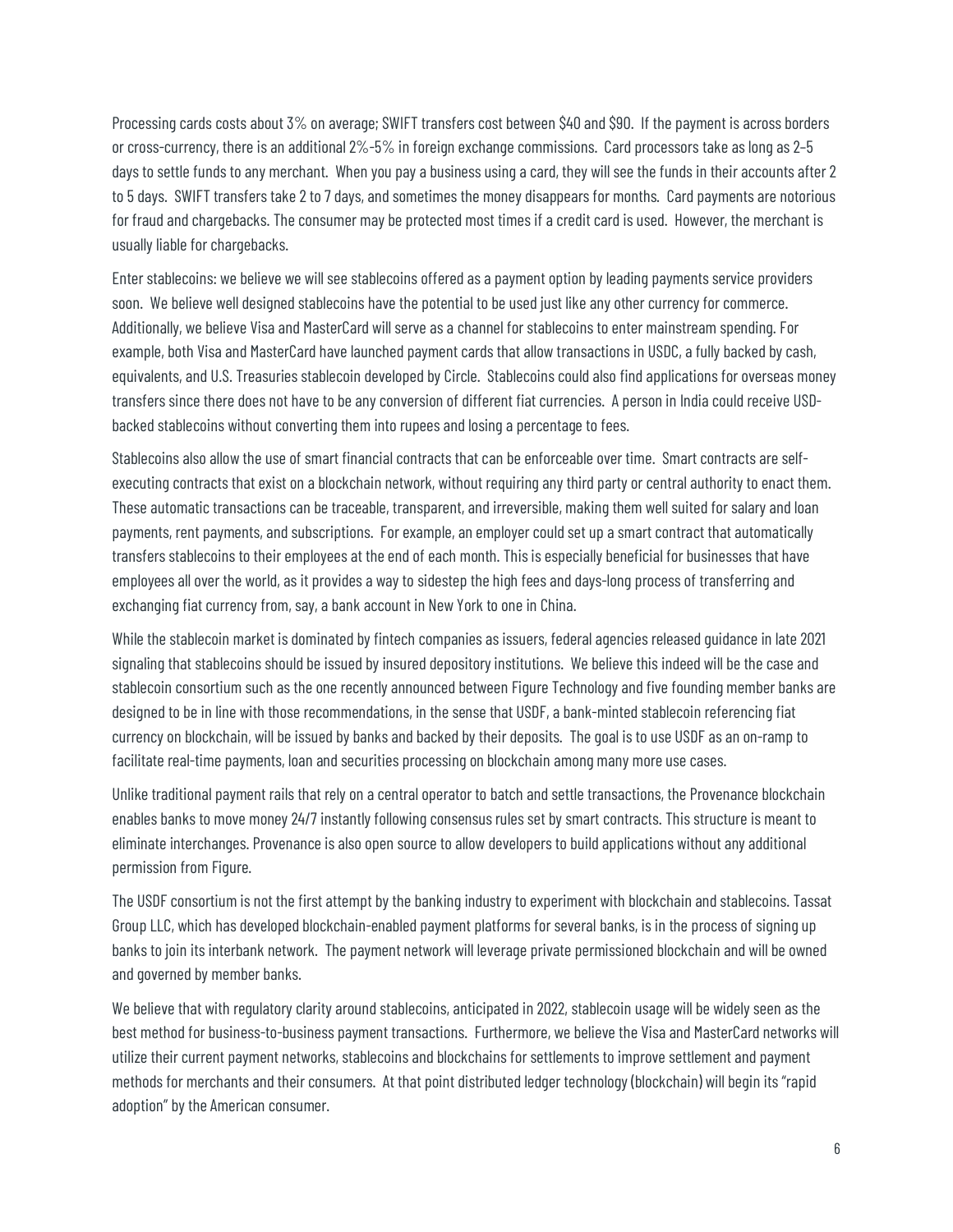Processing cards costs about 3% on average; SWIFT transfers cost between $40 and $90. If the payment is across borders or cross-currency, there is an additional 2%-5% in foreign exchange commissions. Card processors take as long as 2–5 days to settle funds to any merchant. When you pay a business using a card, they will see the funds in their accounts after 2 to 5 days. SWIFT transfers take 2 to 7 days, and sometimes the money disappears for months. Card payments are notorious for fraud and chargebacks. The consumer may be protected most times if a credit card is used. However, the merchant is usually liable for chargebacks.

Enter stablecoins: we believe we will see stablecoins offered as a payment option by leading payments service providers soon. We believe well designed stablecoins have the potential to be used just like any other currency for commerce. Additionally, we believe Visa and MasterCard will serve as a channel for stablecoins to enter mainstream spending. For example, both Visa and MasterCard have launched payment cards that allow transactions in USDC, a fully backed by cash, equivalents, and U.S. Treasuries stablecoin developed by Circle. Stablecoins could also find applications for overseas money transfers since there does not have to be any conversion of different fiat currencies. A person in India could receive USD-backed stablecoins without converting them into rupees and losing a percentage to fees.

Stablecoins also allow the use of smart financial contracts that can be enforceable over time. Smart contracts are self-executing contracts that exist on a blockchain network, without requiring any third party or central authority to enact them. These automatic transactions can be traceable, transparent, and irreversible, making them well suited for salary and loan payments, rent payments, and subscriptions. For example, an employer could set up a smart contract that automatically transfers stablecoins to their employees at the end of each month. This is especially beneficial for businesses that have employees all over the world, as it provides a way to sidestep the high fees and days-long process of transferring and exchanging fiat currency from, say, a bank account in New York to one in China.

While the stablecoin market is dominated by fintech companies as issuers, federal agencies released guidance in late 2021 signaling that stablecoins should be issued by insured depository institutions. We believe this indeed will be the case and stablecoin consortium such as the one recently announced between Figure Technology and five founding member banks are designed to be in line with those recommendations, in the sense that USDF, a bank-minted stablecoin referencing fiat currency on blockchain, will be issued by banks and backed by their deposits. The goal is to use USDF as an on-ramp to facilitate real-time payments, loan and securities processing on blockchain among many more use cases.

Unlike traditional payment rails that rely on a central operator to batch and settle transactions, the Provenance blockchain enables banks to move money 24/7 instantly following consensus rules set by smart contracts. This structure is meant to eliminate interchanges. Provenance is also open source to allow developers to build applications without any additional permission from Figure.

The USDF consortium is not the first attempt by the banking industry to experiment with blockchain and stablecoins. Tassat Group LLC, which has developed blockchain-enabled payment platforms for several banks, is in the process of signing up banks to join its interbank network. The payment network will leverage private permissioned blockchain and will be owned and governed by member banks.

We believe that with regulatory clarity around stablecoins, anticipated in 2022, stablecoin usage will be widely seen as the best method for business-to-business payment transactions. Furthermore, we believe the Visa and MasterCard networks will utilize their current payment networks, stablecoins and blockchains for settlements to improve settlement and payment methods for merchants and their consumers. At that point distributed ledger technology (blockchain) will begin its "rapid adoption" by the American consumer.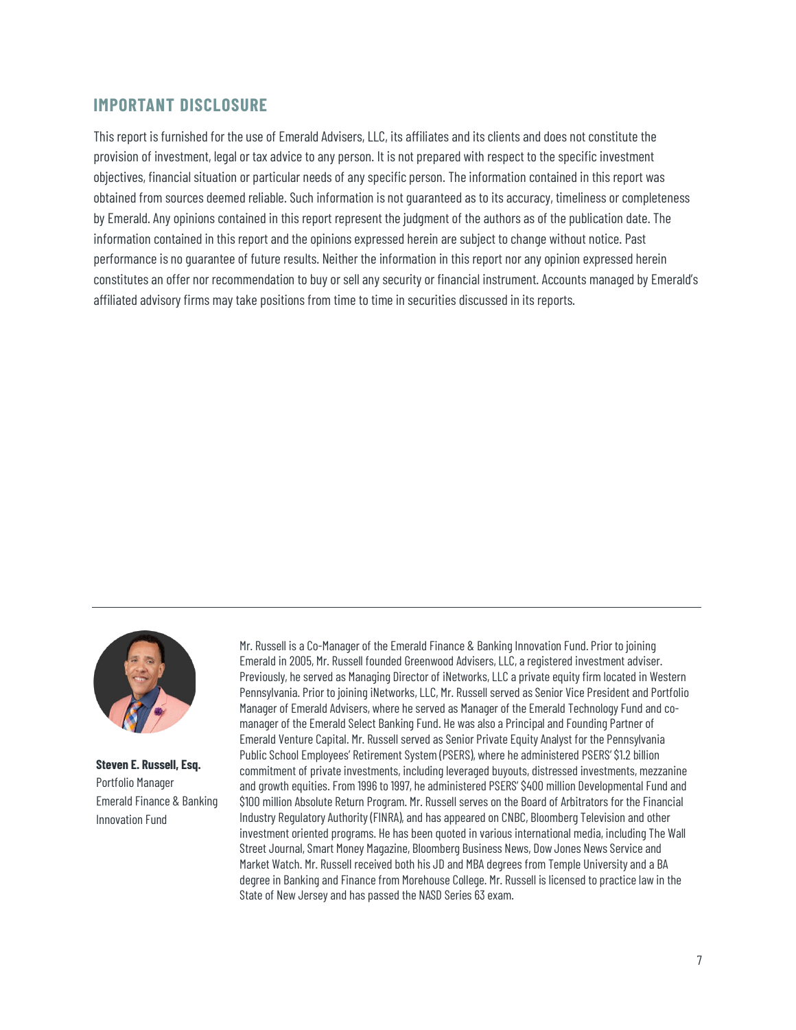## IMPORTANT DISCLOSURE

This report is furnished for the use of Emerald Advisers, LLC, its affiliates and its clients and does not constitute the provision of investment, legal or tax advice to any person. It is not prepared with respect to the specific investment objectives, financial situation or particular needs of any specific person. The information contained in this report was obtained from sources deemed reliable. Such information is not guaranteed as to its accuracy, timeliness or completeness by Emerald. Any opinions contained in this report represent the judgment of the authors as of the publication date. The information contained in this report and the opinions expressed herein are subject to change without notice. Past performance is no guarantee of future results. Neither the information in this report nor any opinion expressed herein constitutes an offer nor recommendation to buy or sell any security or financial instrument. Accounts managed by Emerald's affiliated advisory firms may take positions from time to time in securities discussed in its reports.

---

**Steven E. Russell, Esq.**
Portfolio Manager
Emerald Finance & Banking Innovation Fund

Mr. Russell is a Co-Manager of the Emerald Finance & Banking Innovation Fund. Prior to joining Emerald in 2005, Mr. Russell founded Greenwood Advisers, LLC, a registered investment adviser. Previously, he served as Managing Director of iNetworks, LLC a private equity firm located in Western Pennsylvania. Prior to joining iNetworks, LLC, Mr. Russell served as Senior Vice President and Portfolio Manager of Emerald Advisers, where he served as Manager of the Emerald Technology Fund and co-manager of the Emerald Select Banking Fund. He was also a Principal and Founding Partner of Emerald Venture Capital. Mr. Russell served as Senior Private Equity Analyst for the Pennsylvania Public School Employees' Retirement System (PSERS), where he administered PSERS' $1.2 billion commitment of private investments, including leveraged buyouts, distressed investments, mezzanine and growth equities. From 1996 to 1997, he administered PSERS' $400 million Developmental Fund and $100 million Absolute Return Program. Mr. Russell serves on the Board of Arbitrators for the Financial Industry Regulatory Authority (FINRA), and has appeared on CNBC, Bloomberg Television and other investment oriented programs. He has been quoted in various international media, including The Wall Street Journal, Smart Money Magazine, Bloomberg Business News, Dow Jones News Service and Market Watch. Mr. Russell received both his JD and MBA degrees from Temple University and a BA degree in Banking and Finance from Morehouse College. Mr. Russell is licensed to practice law in the State of New Jersey and has passed the NASD Series 63 exam.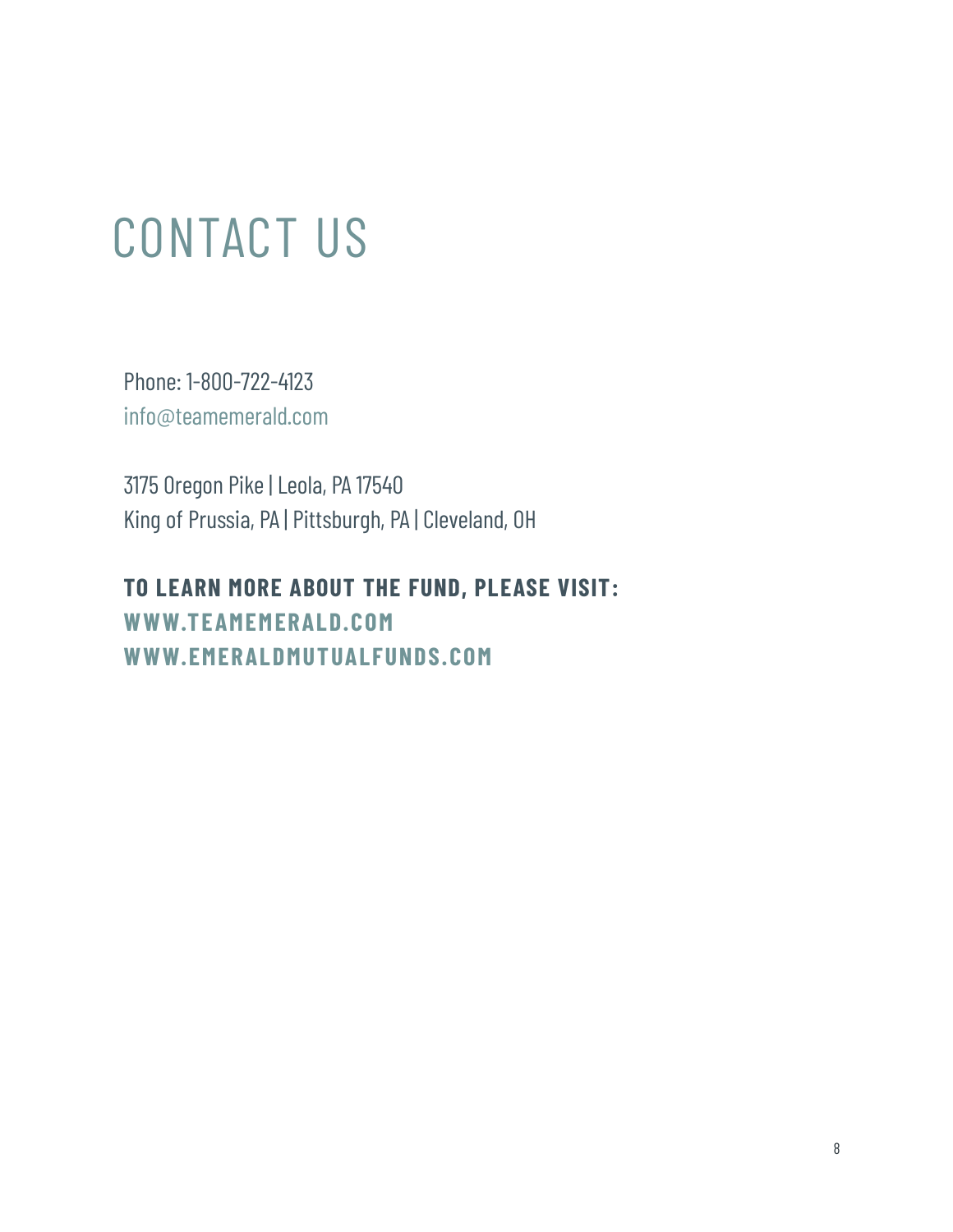# CONTACT US

Phone: 1-800-722-4123
info@teamemerald.com

3175 Oregon Pike | Leola, PA 17540
King of Prussia, PA | Pittsburgh, PA | Cleveland, OH

**TO LEARN MORE ABOUT THE FUND, PLEASE VISIT:**
**WWW.TEAMEMERALD.COM**
**WWW.EMERALDMUTUALFUNDS.COM**